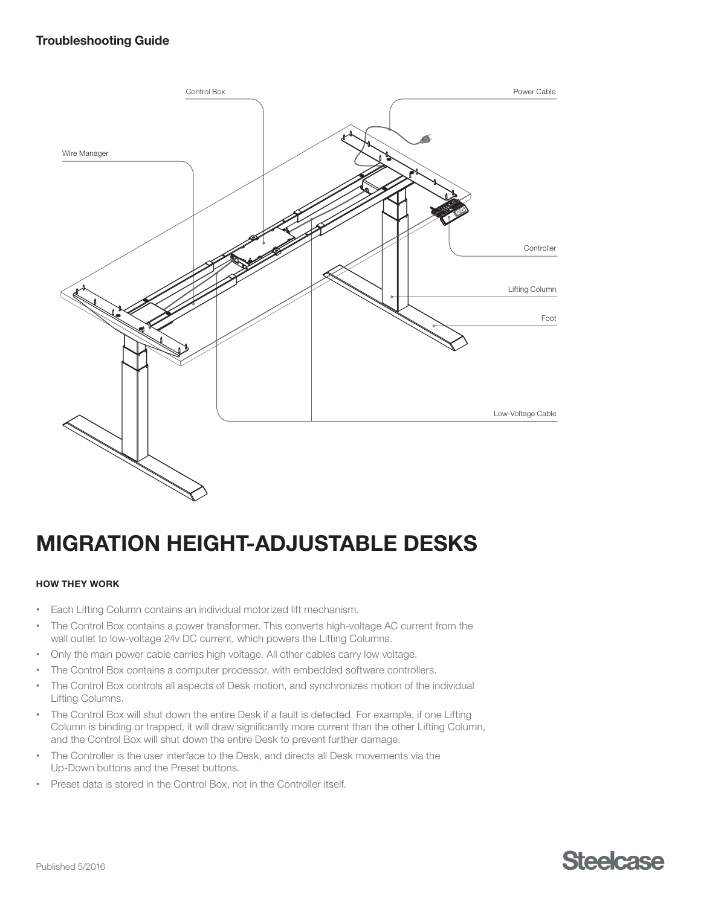**Troubleshooting Guide**

Control Box

Power Cable

Wire Manager

Controller

Lifting Column

Foot

Low-Voltage Cable

# MIGRATION HEIGHT-ADJUSTABLE DESKS

### HOW THEY WORK

- Each Lifting Column contains an individual motorized lift mechanism.
- The Control Box contains a power transformer. This converts high-voltage AC current from the wall outlet to low-voltage 24v DC current, which powers the Lifting Columns.
- Only the main power cable carries high voltage. All other cables carry low voltage.
- The Control Box contains a computer processor, with embedded software controllers.
- The Control Box controls all aspects of Desk motion, and synchronizes motion of the individual Lifting Columns.
- The Control Box will shut down the entire Desk if a fault is detected. For example, if one Lifting Column is binding or trapped, it will draw significantly more current than the other Lifting Column, and the Control Box will shut down the entire Desk to prevent further damage.
- The Controller is the user interface to the Desk, and directs all Desk movements via the Up-Down buttons and the Preset buttons.
- Preset data is stored in the Control Box, not in the Controller itself.

Published 5/2016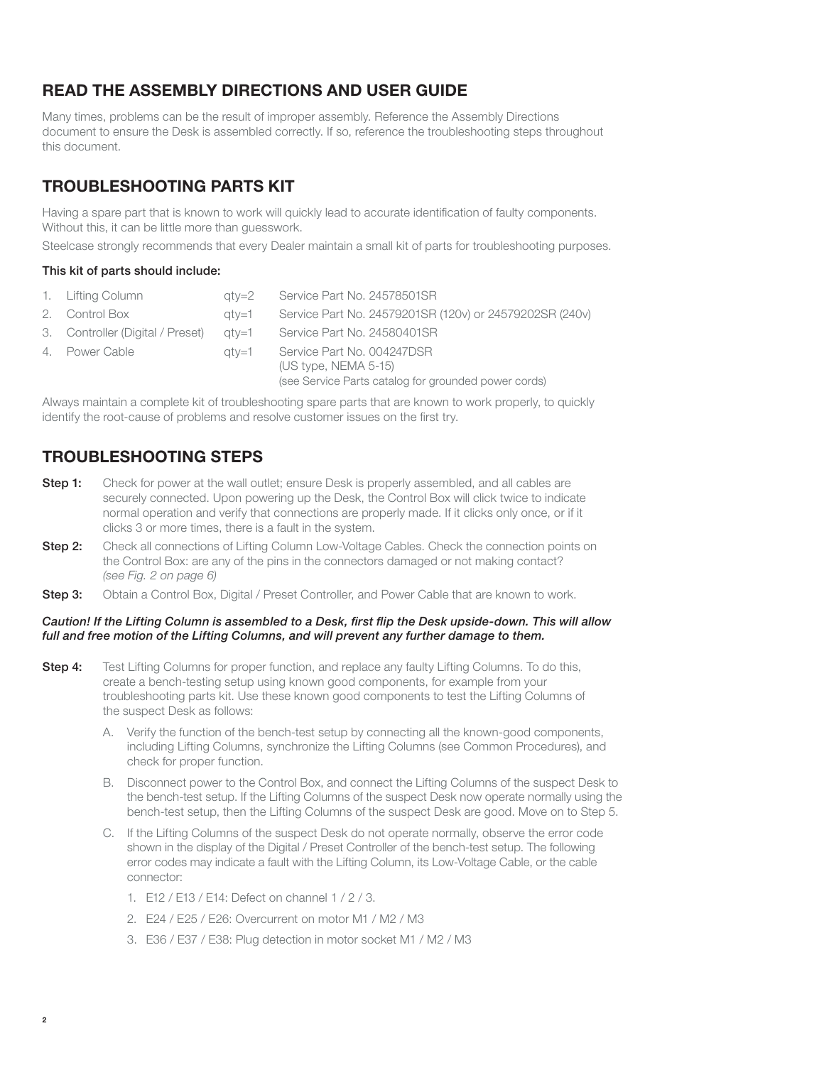## READ THE ASSEMBLY DIRECTIONS AND USER GUIDE

Many times, problems can be the result of improper assembly. Reference the Assembly Directions document to ensure the Desk is assembled correctly. If so, reference the troubleshooting steps throughout this document.

## TROUBLESHOOTING PARTS KIT

Having a spare part that is known to work will quickly lead to accurate identification of faulty components. Without this, it can be little more than guesswork.

Steelcase strongly recommends that every Dealer maintain a small kit of parts for troubleshooting purposes.

**This kit of parts should include:**

| | Part | Qty | Service Part No. |
|---|---|---|---|
| 1. | Lifting Column | qty=2 | Service Part No. 24578501SR |
| 2. | Control Box | qty=1 | Service Part No. 24579201SR (120v) or 24579202SR (240v) |
| 3. | Controller (Digital / Preset) | qty=1 | Service Part No. 24580401SR |
| 4. | Power Cable | qty=1 | Service Part No. 004247DSR (US type, NEMA 5-15) (see Service Parts catalog for grounded power cords) |

Always maintain a complete kit of troubleshooting spare parts that are known to work properly, to quickly identify the root-cause of problems and resolve customer issues on the first try.

## TROUBLESHOOTING STEPS

**Step 1:** Check for power at the wall outlet; ensure Desk is properly assembled, and all cables are securely connected. Upon powering up the Desk, the Control Box will click twice to indicate normal operation and verify that connections are properly made. If it clicks only once, or if it clicks 3 or more times, there is a fault in the system.

**Step 2:** Check all connections of Lifting Column Low-Voltage Cables. Check the connection points on the Control Box: are any of the pins in the connectors damaged or not making contact? *(see Fig. 2 on page 6)*

**Step 3:** Obtain a Control Box, Digital / Preset Controller, and Power Cable that are known to work.

***Caution! If the Lifting Column is assembled to a Desk, first flip the Desk upside-down. This will allow full and free motion of the Lifting Columns, and will prevent any further damage to them.***

**Step 4:** Test Lifting Columns for proper function, and replace any faulty Lifting Columns. To do this, create a bench-testing setup using known good components, for example from your troubleshooting parts kit. Use these known good components to test the Lifting Columns of the suspect Desk as follows:

A. Verify the function of the bench-test setup by connecting all the known-good components, including Lifting Columns, synchronize the Lifting Columns (see Common Procedures), and check for proper function.

B. Disconnect power to the Control Box, and connect the Lifting Columns of the suspect Desk to the bench-test setup. If the Lifting Columns of the suspect Desk now operate normally using the bench-test setup, then the Lifting Columns of the suspect Desk are good. Move on to Step 5.

C. If the Lifting Columns of the suspect Desk do not operate normally, observe the error code shown in the display of the Digital / Preset Controller of the bench-test setup. The following error codes may indicate a fault with the Lifting Column, its Low-Voltage Cable, or the cable connector:

1. E12 / E13 / E14: Defect on channel 1 / 2 / 3.
2. E24 / E25 / E26: Overcurrent on motor M1 / M2 / M3
3. E36 / E37 / E38: Plug detection in motor socket M1 / M2 / M3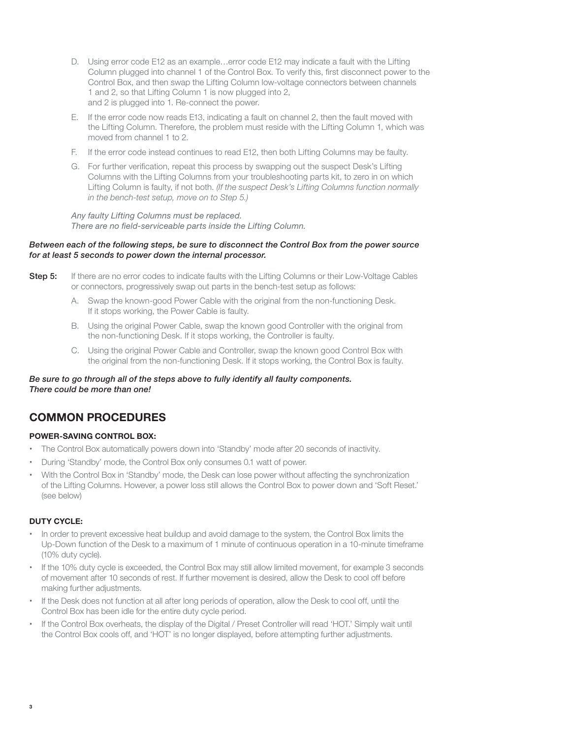D. Using error code E12 as an example…error code E12 may indicate a fault with the Lifting Column plugged into channel 1 of the Control Box. To verify this, first disconnect power to the Control Box, and then swap the Lifting Column low-voltage connectors between channels 1 and 2, so that Lifting Column 1 is now plugged into 2, and 2 is plugged into 1. Re-connect the power.

E. If the error code now reads E13, indicating a fault on channel 2, then the fault moved with the Lifting Column. Therefore, the problem must reside with the Lifting Column 1, which was moved from channel 1 to 2.

F. If the error code instead continues to read E12, then both Lifting Columns may be faulty.

G. For further verification, repeat this process by swapping out the suspect Desk's Lifting Columns with the Lifting Columns from your troubleshooting parts kit, to zero in on which Lifting Column is faulty, if not both. *(If the suspect Desk's Lifting Columns function normally in the bench-test setup, move on to Step 5.)*

*Any faulty Lifting Columns must be replaced.*
*There are no field-serviceable parts inside the Lifting Column.*

***Between each of the following steps, be sure to disconnect the Control Box from the power source for at least 5 seconds to power down the internal processor.***

**Step 5:** If there are no error codes to indicate faults with the Lifting Columns or their Low-Voltage Cables or connectors, progressively swap out parts in the bench-test setup as follows:

A. Swap the known-good Power Cable with the original from the non-functioning Desk. If it stops working, the Power Cable is faulty.

B. Using the original Power Cable, swap the known good Controller with the original from the non-functioning Desk. If it stops working, the Controller is faulty.

C. Using the original Power Cable and Controller, swap the known good Control Box with the original from the non-functioning Desk. If it stops working, the Control Box is faulty.

***Be sure to go through all of the steps above to fully identify all faulty components. There could be more than one!***

## COMMON PROCEDURES

#### POWER-SAVING CONTROL BOX:

- The Control Box automatically powers down into 'Standby' mode after 20 seconds of inactivity.
- During 'Standby' mode, the Control Box only consumes 0.1 watt of power.
- With the Control Box in 'Standby' mode, the Desk can lose power without affecting the synchronization of the Lifting Columns. However, a power loss still allows the Control Box to power down and 'Soft Reset.' (see below)

#### DUTY CYCLE:

- In order to prevent excessive heat buildup and avoid damage to the system, the Control Box limits the Up-Down function of the Desk to a maximum of 1 minute of continuous operation in a 10-minute timeframe (10% duty cycle).
- If the 10% duty cycle is exceeded, the Control Box may still allow limited movement, for example 3 seconds of movement after 10 seconds of rest. If further movement is desired, allow the Desk to cool off before making further adjustments.
- If the Desk does not function at all after long periods of operation, allow the Desk to cool off, until the Control Box has been idle for the entire duty cycle period.
- If the Control Box overheats, the display of the Digital / Preset Controller will read 'HOT.' Simply wait until the Control Box cools off, and 'HOT' is no longer displayed, before attempting further adjustments.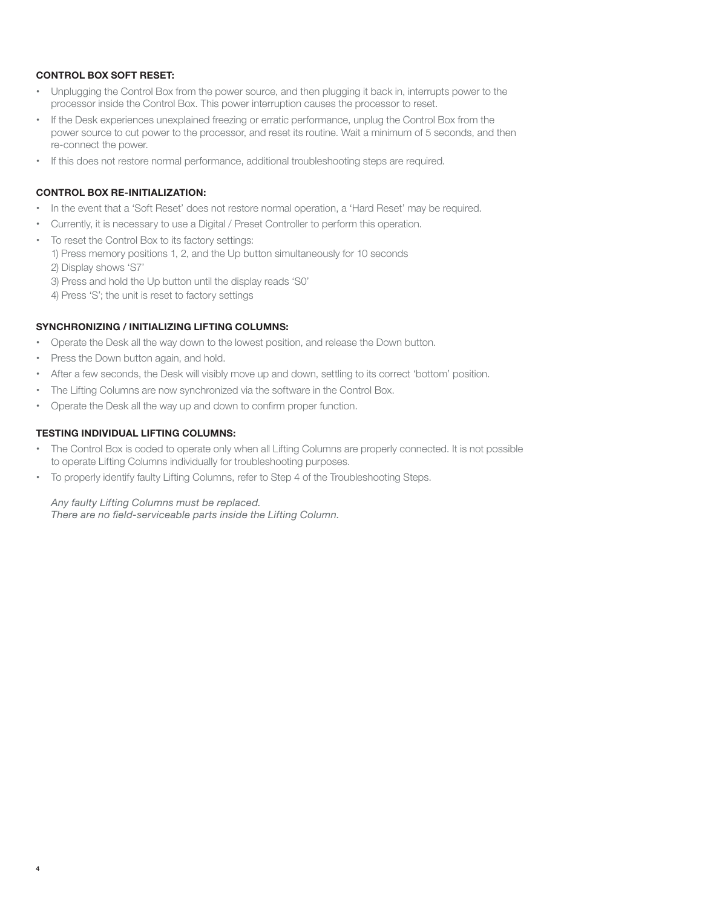### CONTROL BOX SOFT RESET:

- Unplugging the Control Box from the power source, and then plugging it back in, interrupts power to the processor inside the Control Box. This power interruption causes the processor to reset.
- If the Desk experiences unexplained freezing or erratic performance, unplug the Control Box from the power source to cut power to the processor, and reset its routine. Wait a minimum of 5 seconds, and then re-connect the power.
- If this does not restore normal performance, additional troubleshooting steps are required.

### CONTROL BOX RE-INITIALIZATION:

- In the event that a 'Soft Reset' does not restore normal operation, a 'Hard Reset' may be required.
- Currently, it is necessary to use a Digital / Preset Controller to perform this operation.
- To reset the Control Box to its factory settings:
  1) Press memory positions 1, 2, and the Up button simultaneously for 10 seconds
  2) Display shows 'S7'
  3) Press and hold the Up button until the display reads 'S0'
  4) Press 'S'; the unit is reset to factory settings

### SYNCHRONIZING / INITIALIZING LIFTING COLUMNS:

- Operate the Desk all the way down to the lowest position, and release the Down button.
- Press the Down button again, and hold.
- After a few seconds, the Desk will visibly move up and down, settling to its correct 'bottom' position.
- The Lifting Columns are now synchronized via the software in the Control Box.
- Operate the Desk all the way up and down to confirm proper function.

### TESTING INDIVIDUAL LIFTING COLUMNS:

- The Control Box is coded to operate only when all Lifting Columns are properly connected. It is not possible to operate Lifting Columns individually for troubleshooting purposes.
- To properly identify faulty Lifting Columns, refer to Step 4 of the Troubleshooting Steps.

*Any faulty Lifting Columns must be replaced.*
*There are no field-serviceable parts inside the Lifting Column.*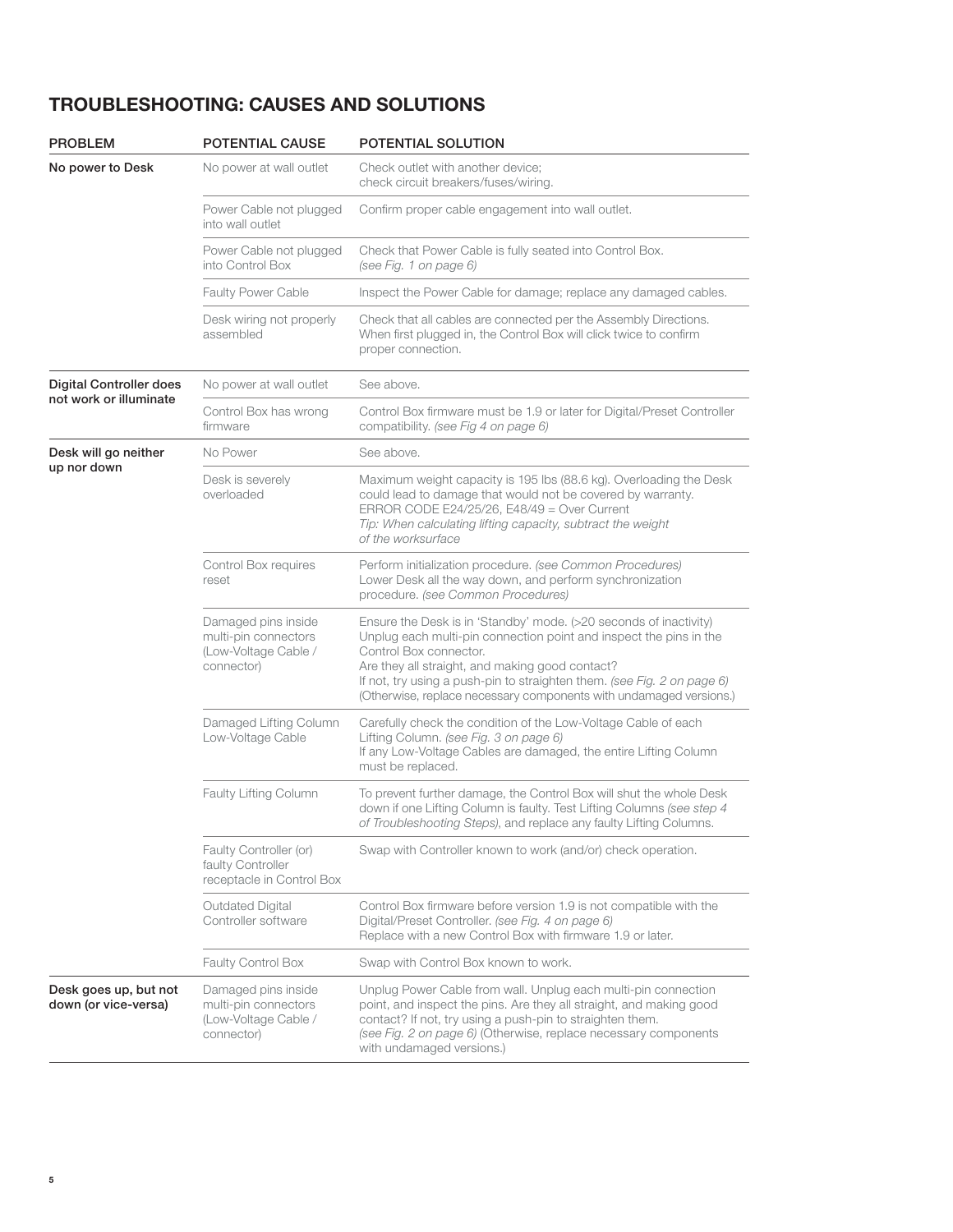## TROUBLESHOOTING: CAUSES AND SOLUTIONS

| PROBLEM | POTENTIAL CAUSE | POTENTIAL SOLUTION |
|---|---|---|
| **No power to Desk** | No power at wall outlet | Check outlet with another device; check circuit breakers/fuses/wiring. |
| | Power Cable not plugged into wall outlet | Confirm proper cable engagement into wall outlet. |
| | Power Cable not plugged into Control Box | Check that Power Cable is fully seated into Control Box. *(see Fig. 1 on page 6)* |
| | Faulty Power Cable | Inspect the Power Cable for damage; replace any damaged cables. |
| | Desk wiring not properly assembled | Check that all cables are connected per the Assembly Directions. When first plugged in, the Control Box will click twice to confirm proper connection. |
| **Digital Controller does not work or illuminate** | No power at wall outlet | See above. |
| | Control Box has wrong firmware | Control Box firmware must be 1.9 or later for Digital/Preset Controller compatibility. *(see Fig 4 on page 6)* |
| **Desk will go neither up nor down** | No Power | See above. |
| | Desk is severely overloaded | Maximum weight capacity is 195 lbs (88.6 kg). Overloading the Desk could lead to damage that would not be covered by warranty. ERROR CODE E24/25/26, E48/49 = Over Current *Tip: When calculating lifting capacity, subtract the weight of the worksurface* |
| | Control Box requires reset | Perform initialization procedure. *(see Common Procedures)* Lower Desk all the way down, and perform synchronization procedure. *(see Common Procedures)* |
| | Damaged pins inside multi-pin connectors (Low-Voltage Cable / connector) | Ensure the Desk is in 'Standby' mode. (>20 seconds of inactivity) Unplug each multi-pin connection point and inspect the pins in the Control Box connector. Are they all straight, and making good contact? If not, try using a push-pin to straighten them. *(see Fig. 2 on page 6)* (Otherwise, replace necessary components with undamaged versions.) |
| | Damaged Lifting Column Low-Voltage Cable | Carefully check the condition of the Low-Voltage Cable of each Lifting Column. *(see Fig. 3 on page 6)* If any Low-Voltage Cables are damaged, the entire Lifting Column must be replaced. |
| | Faulty Lifting Column | To prevent further damage, the Control Box will shut the whole Desk down if one Lifting Column is faulty. Test Lifting Columns *(see step 4 of Troubleshooting Steps)*, and replace any faulty Lifting Columns. |
| | Faulty Controller (or) faulty Controller receptacle in Control Box | Swap with Controller known to work (and/or) check operation. |
| | Outdated Digital Controller software | Control Box firmware before version 1.9 is not compatible with the Digital/Preset Controller. *(see Fig. 4 on page 6)* Replace with a new Control Box with firmware 1.9 or later. |
| | Faulty Control Box | Swap with Control Box known to work. |
| **Desk goes up, but not down (or vice-versa)** | Damaged pins inside multi-pin connectors (Low-Voltage Cable / connector) | Unplug Power Cable from wall. Unplug each multi-pin connection point, and inspect the pins. Are they all straight, and making good contact? If not, try using a push-pin to straighten them. *(see Fig. 2 on page 6)* (Otherwise, replace necessary components with undamaged versions.) |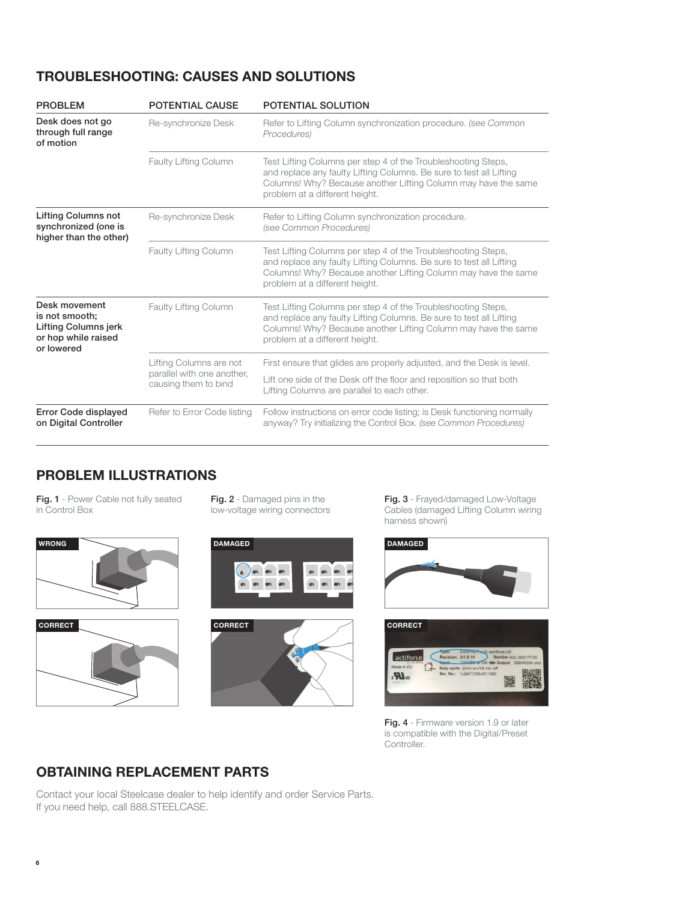## TROUBLESHOOTING: CAUSES AND SOLUTIONS

| PROBLEM | POTENTIAL CAUSE | POTENTIAL SOLUTION |
|---|---|---|
| **Desk does not go through full range of motion** | Re-synchronize Desk | Refer to Lifting Column synchronization procedure. *(see Common Procedures)* |
| | Faulty Lifting Column | Test Lifting Columns per step 4 of the Troubleshooting Steps, and replace any faulty Lifting Columns. Be sure to test all Lifting Columns! Why? Because another Lifting Column may have the same problem at a different height. |
| **Lifting Columns not synchronized (one is higher than the other)** | Re-synchronize Desk | Refer to Lifting Column synchronization procedure. *(see Common Procedures)* |
| | Faulty Lifting Column | Test Lifting Columns per step 4 of the Troubleshooting Steps, and replace any faulty Lifting Columns. Be sure to test all Lifting Columns! Why? Because another Lifting Column may have the same problem at a different height. |
| **Desk movement is not smooth; Lifting Columns jerk or hop while raised or lowered** | Faulty Lifting Column | Test Lifting Columns per step 4 of the Troubleshooting Steps, and replace any faulty Lifting Columns. Be sure to test all Lifting Columns! Why? Because another Lifting Column may have the same problem at a different height. |
| | Lifting Columns are not parallel with one another, causing them to bind | First ensure that glides are properly adjusted, and the Desk is level. Lift one side of the Desk off the floor and reposition so that both Lifting Columns are parallel to each other. |
| **Error Code displayed on Digital Controller** | Refer to Error Code listing | Follow instructions on error code listing; is Desk functioning normally anyway? Try initializing the Control Box. *(see Common Procedures)* |

## PROBLEM ILLUSTRATIONS

**Fig. 1** - Power Cable not fully seated in Control Box

**Fig. 2** - Damaged pins in the low-voltage wiring connectors

**Fig. 3** - Frayed/damaged Low-Voltage Cables (damaged Lifting Column wiring harness shown)

**Fig. 4** - Firmware version 1.9 or later is compatible with the Digital/Preset Controller.

## OBTAINING REPLACEMENT PARTS

Contact your local Steelcase dealer to help identify and order Service Parts.
If you need help, call 888.STEELCASE.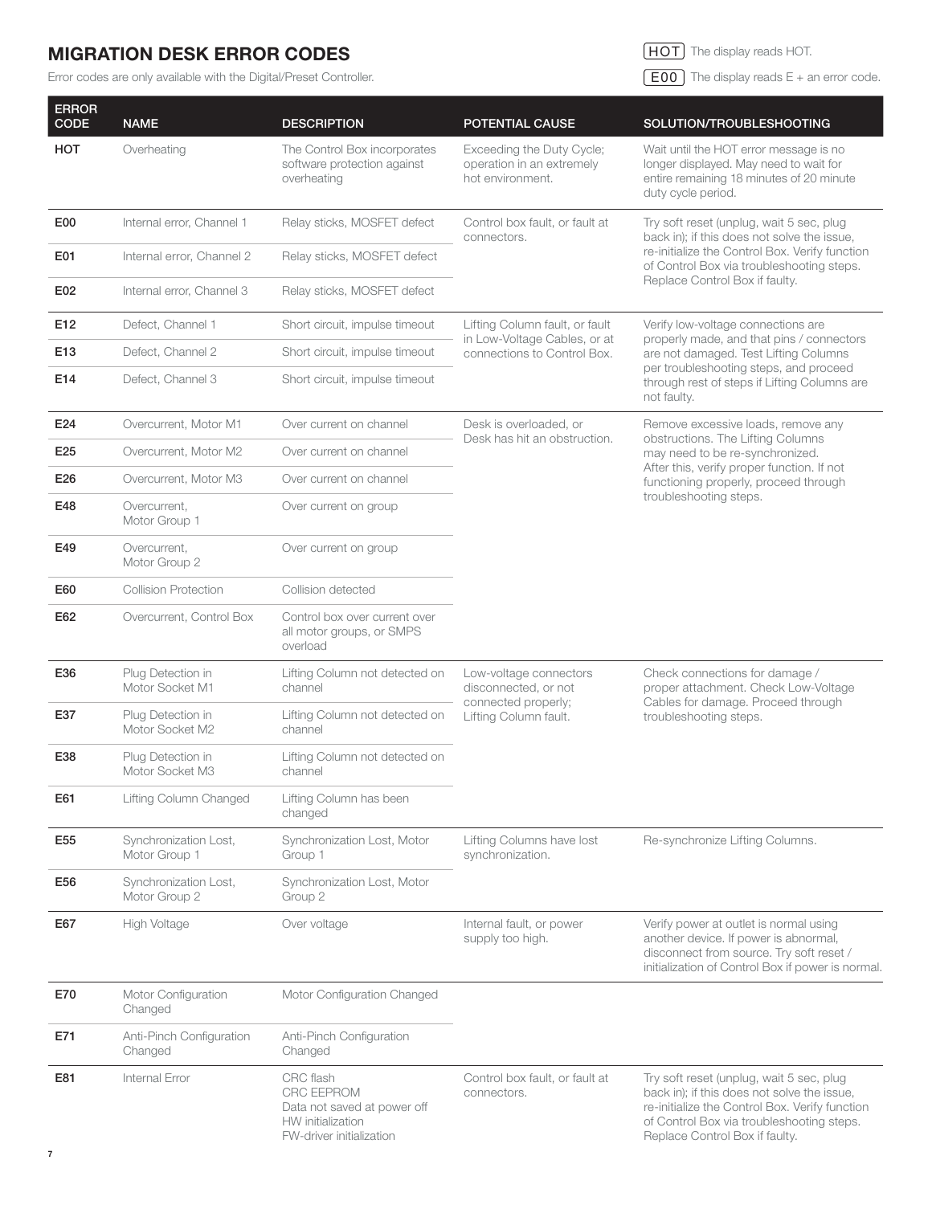## MIGRATION DESK ERROR CODES

Error codes are only available with the Digital/Preset Controller.

HOT The display reads HOT.

E00 The display reads E + an error code.

| ERROR CODE | NAME | DESCRIPTION | POTENTIAL CAUSE | SOLUTION/TROUBLESHOOTING |
|---|---|---|---|---|
| **HOT** | Overheating | The Control Box incorporates software protection against overheating | Exceeding the Duty Cycle; operation in an extremely hot environment. | Wait until the HOT error message is no longer displayed. May need to wait for entire remaining 18 minutes of 20 minute duty cycle period. |
| **E00** | Internal error, Channel 1 | Relay sticks, MOSFET defect | Control box fault, or fault at connectors. | Try soft reset (unplug, wait 5 sec, plug back in); if this does not solve the issue, re-initialize the Control Box. Verify function of Control Box via troubleshooting steps. Replace Control Box if faulty. |
| **E01** | Internal error, Channel 2 | Relay sticks, MOSFET defect | | |
| **E02** | Internal error, Channel 3 | Relay sticks, MOSFET defect | | |
| **E12** | Defect, Channel 1 | Short circuit, impulse timeout | Lifting Column fault, or fault in Low-Voltage Cables, or at connections to Control Box. | Verify low-voltage connections are properly made, and that pins / connectors are not damaged. Test Lifting Columns per troubleshooting steps, and proceed through rest of steps if Lifting Columns are not faulty. |
| **E13** | Defect, Channel 2 | Short circuit, impulse timeout | | |
| **E14** | Defect, Channel 3 | Short circuit, impulse timeout | | |
| **E24** | Overcurrent, Motor M1 | Over current on channel | Desk is overloaded, or Desk has hit an obstruction. | Remove excessive loads, remove any obstructions. The Lifting Columns may need to be re-synchronized. After this, verify proper function. If not functioning properly, proceed through troubleshooting steps. |
| **E25** | Overcurrent, Motor M2 | Over current on channel | | |
| **E26** | Overcurrent, Motor M3 | Over current on channel | | |
| **E48** | Overcurrent, Motor Group 1 | Over current on group | | |
| **E49** | Overcurrent, Motor Group 2 | Over current on group | | |
| **E60** | Collision Protection | Collision detected | | |
| **E62** | Overcurrent, Control Box | Control box over current over all motor groups, or SMPS overload | | |
| **E36** | Plug Detection in Motor Socket M1 | Lifting Column not detected on channel | Low-voltage connectors disconnected, or not connected properly; Lifting Column fault. | Check connections for damage / proper attachment. Check Low-Voltage Cables for damage. Proceed through troubleshooting steps. |
| **E37** | Plug Detection in Motor Socket M2 | Lifting Column not detected on channel | | |
| **E38** | Plug Detection in Motor Socket M3 | Lifting Column not detected on channel | | |
| **E61** | Lifting Column Changed | Lifting Column has been changed | | |
| **E55** | Synchronization Lost, Motor Group 1 | Synchronization Lost, Motor Group 1 | Lifting Columns have lost synchronization. | Re-synchronize Lifting Columns. |
| **E56** | Synchronization Lost, Motor Group 2 | Synchronization Lost, Motor Group 2 | | |
| **E67** | High Voltage | Over voltage | Internal fault, or power supply too high. | Verify power at outlet is normal using another device. If power is abnormal, disconnect from source. Try soft reset / initialization of Control Box if power is normal. |
| **E70** | Motor Configuration Changed | Motor Configuration Changed | | |
| **E71** | Anti-Pinch Configuration Changed | Anti-Pinch Configuration Changed | | |
| **E81** | Internal Error | CRC flash<br>CRC EEPROM<br>Data not saved at power off<br>HW initialization<br>FW-driver initialization | Control box fault, or fault at connectors. | Try soft reset (unplug, wait 5 sec, plug back in); if this does not solve the issue, re-initialize the Control Box. Verify function of Control Box via troubleshooting steps. Replace Control Box if faulty. |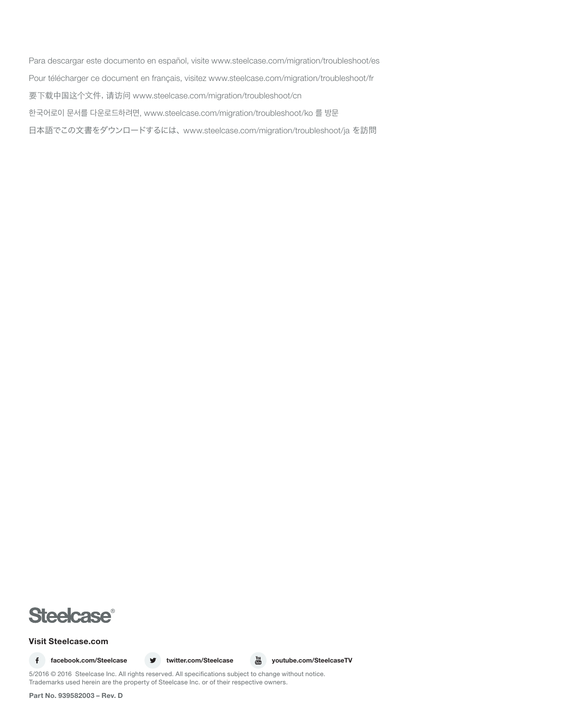Para descargar este documento en español, visite www.steelcase.com/migration/troubleshoot/es

Pour télécharger ce document en français, visitez www.steelcase.com/migration/troubleshoot/fr

要下载中国这个文件, 请访问 www.steelcase.com/migration/troubleshoot/cn

한국어로이 문서를 다운로드하려면, www.steelcase.com/migration/troubleshoot/ko 를 방문

日本語でこの文書をダウンロードするには、www.steelcase.com/migration/troubleshoot/ja を訪問

Steelcase®

**Visit Steelcase.com**

**facebook.com/Steelcase** **twitter.com/Steelcase** **youtube.com/SteelcaseTV**

5/2016 © 2016 Steelcase Inc. All rights reserved. All specifications subject to change without notice.
Trademarks used herein are the property of Steelcase Inc. or of their respective owners.

**Part No. 939582003 – Rev. D**